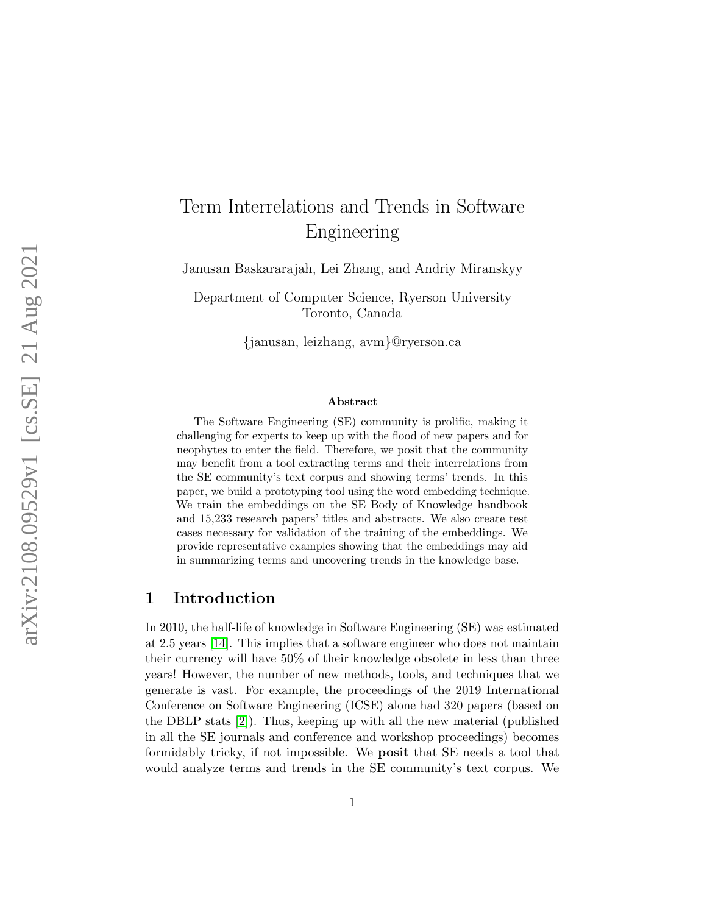# Term Interrelations and Trends in Software Engineering

Janusan Baskararajah, Lei Zhang, and Andriy Miranskyy

Department of Computer Science, Ryerson University
Toronto, Canada

{janusan, leizhang, avm}@ryerson.ca

### Abstract

The Software Engineering (SE) community is prolific, making it challenging for experts to keep up with the flood of new papers and for neophytes to enter the field. Therefore, we posit that the community may benefit from a tool extracting terms and their interrelations from the SE community's text corpus and showing terms' trends. In this paper, we build a prototyping tool using the word embedding technique. We train the embeddings on the SE Body of Knowledge handbook and 15,233 research papers' titles and abstracts. We also create test cases necessary for validation of the training of the embeddings. We provide representative examples showing that the embeddings may aid in summarizing terms and uncovering trends in the knowledge base.

## 1 Introduction

In 2010, the half-life of knowledge in Software Engineering (SE) was estimated at 2.5 years [14]. This implies that a software engineer who does not maintain their currency will have 50% of their knowledge obsolete in less than three years! However, the number of new methods, tools, and techniques that we generate is vast. For example, the proceedings of the 2019 International Conference on Software Engineering (ICSE) alone had 320 papers (based on the DBLP stats [2]). Thus, keeping up with all the new material (published in all the SE journals and conference and workshop proceedings) becomes formidably tricky, if not impossible. We **posit** that SE needs a tool that would analyze terms and trends in the SE community's text corpus. We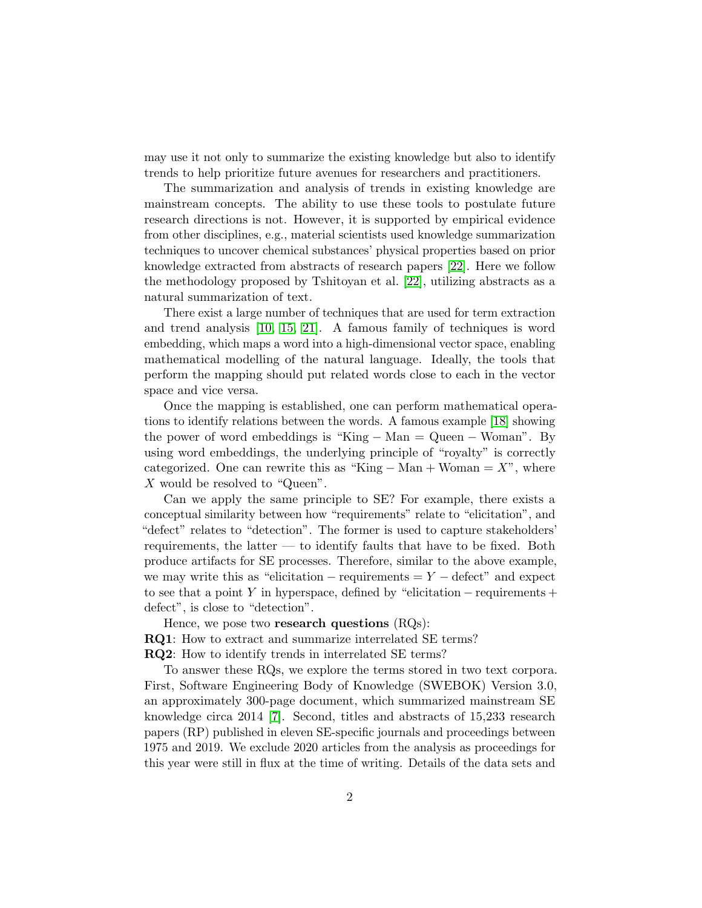may use it not only to summarize the existing knowledge but also to identify trends to help prioritize future avenues for researchers and practitioners.

The summarization and analysis of trends in existing knowledge are mainstream concepts. The ability to use these tools to postulate future research directions is not. However, it is supported by empirical evidence from other disciplines, e.g., material scientists used knowledge summarization techniques to uncover chemical substances' physical properties based on prior knowledge extracted from abstracts of research papers [22]. Here we follow the methodology proposed by Tshitoyan et al. [22], utilizing abstracts as a natural summarization of text.

There exist a large number of techniques that are used for term extraction and trend analysis [10, 15, 21]. A famous family of techniques is word embedding, which maps a word into a high-dimensional vector space, enabling mathematical modelling of the natural language. Ideally, the tools that perform the mapping should put related words close to each in the vector space and vice versa.

Once the mapping is established, one can perform mathematical operations to identify relations between the words. A famous example [18] showing the power of word embeddings is "King − Man = Queen − Woman". By using word embeddings, the underlying principle of "royalty" is correctly categorized. One can rewrite this as "King − Man + Woman = $X$", where $X$ would be resolved to "Queen".

Can we apply the same principle to SE? For example, there exists a conceptual similarity between how "requirements" relate to "elicitation", and "defect" relates to "detection". The former is used to capture stakeholders' requirements, the latter — to identify faults that have to be fixed. Both produce artifacts for SE processes. Therefore, similar to the above example, we may write this as "elicitation − requirements = $Y$ − defect" and expect to see that a point $Y$ in hyperspace, defined by "elicitation − requirements + defect", is close to "detection".

Hence, we pose two **research questions** (RQs):

**RQ1**: How to extract and summarize interrelated SE terms?

**RQ2**: How to identify trends in interrelated SE terms?

To answer these RQs, we explore the terms stored in two text corpora. First, Software Engineering Body of Knowledge (SWEBOK) Version 3.0, an approximately 300-page document, which summarized mainstream SE knowledge circa 2014 [7]. Second, titles and abstracts of 15,233 research papers (RP) published in eleven SE-specific journals and proceedings between 1975 and 2019. We exclude 2020 articles from the analysis as proceedings for this year were still in flux at the time of writing. Details of the data sets and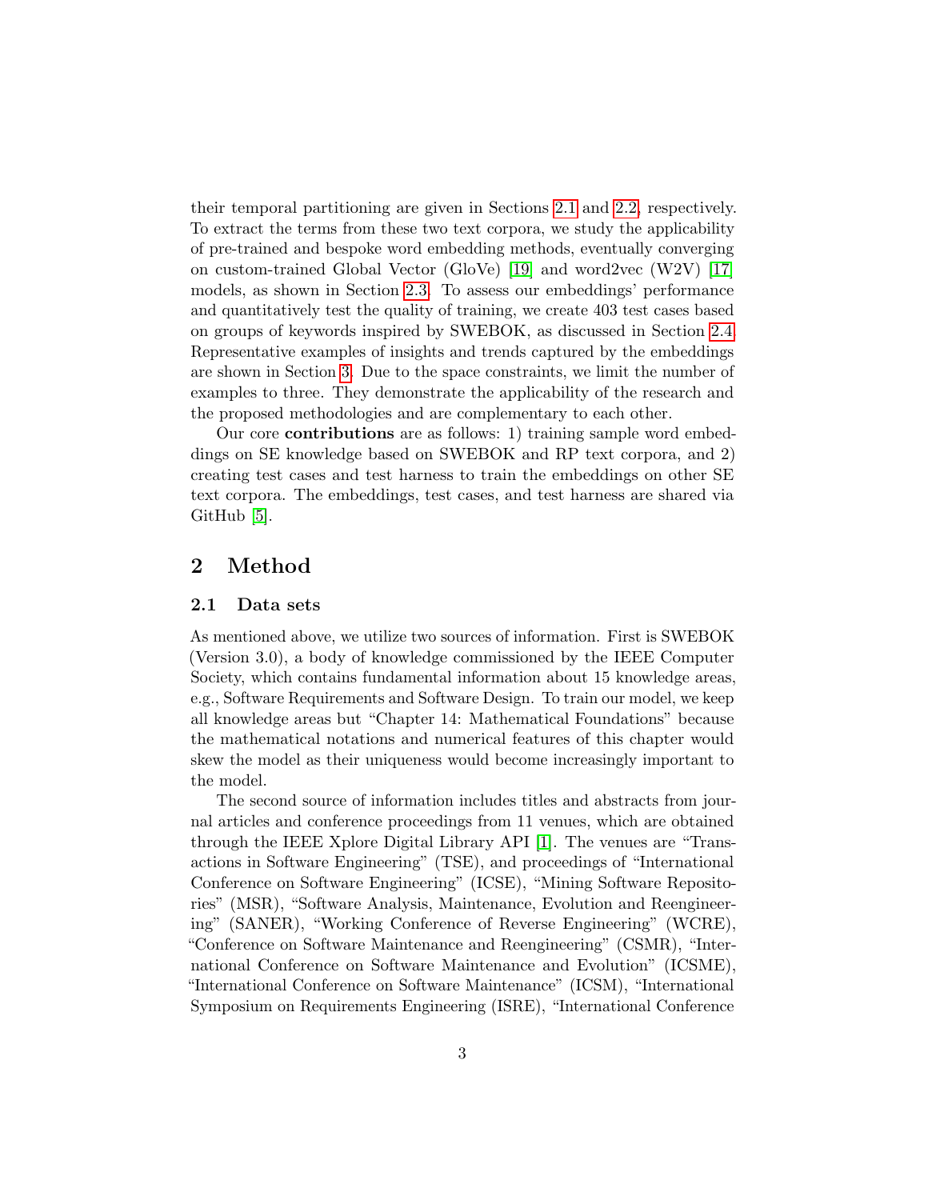their temporal partitioning are given in Sections 2.1 and 2.2, respectively. To extract the terms from these two text corpora, we study the applicability of pre-trained and bespoke word embedding methods, eventually converging on custom-trained Global Vector (GloVe) [19] and word2vec (W2V) [17] models, as shown in Section 2.3. To assess our embeddings' performance and quantitatively test the quality of training, we create 403 test cases based on groups of keywords inspired by SWEBOK, as discussed in Section 2.4. Representative examples of insights and trends captured by the embeddings are shown in Section 3. Due to the space constraints, we limit the number of examples to three. They demonstrate the applicability of the research and the proposed methodologies and are complementary to each other.

Our core **contributions** are as follows: 1) training sample word embeddings on SE knowledge based on SWEBOK and RP text corpora, and 2) creating test cases and test harness to train the embeddings on other SE text corpora. The embeddings, test cases, and test harness are shared via GitHub [5].

## 2 Method

### 2.1 Data sets

As mentioned above, we utilize two sources of information. First is SWEBOK (Version 3.0), a body of knowledge commissioned by the IEEE Computer Society, which contains fundamental information about 15 knowledge areas, e.g., Software Requirements and Software Design. To train our model, we keep all knowledge areas but "Chapter 14: Mathematical Foundations" because the mathematical notations and numerical features of this chapter would skew the model as their uniqueness would become increasingly important to the model.

The second source of information includes titles and abstracts from journal articles and conference proceedings from 11 venues, which are obtained through the IEEE Xplore Digital Library API [1]. The venues are "Transactions in Software Engineering" (TSE), and proceedings of "International Conference on Software Engineering" (ICSE), "Mining Software Repositories" (MSR), "Software Analysis, Maintenance, Evolution and Reengineering" (SANER), "Working Conference of Reverse Engineering" (WCRE), "Conference on Software Maintenance and Reengineering" (CSMR), "International Conference on Software Maintenance and Evolution" (ICSME), "International Conference on Software Maintenance" (ICSM), "International Symposium on Requirements Engineering (ISRE), "International Conference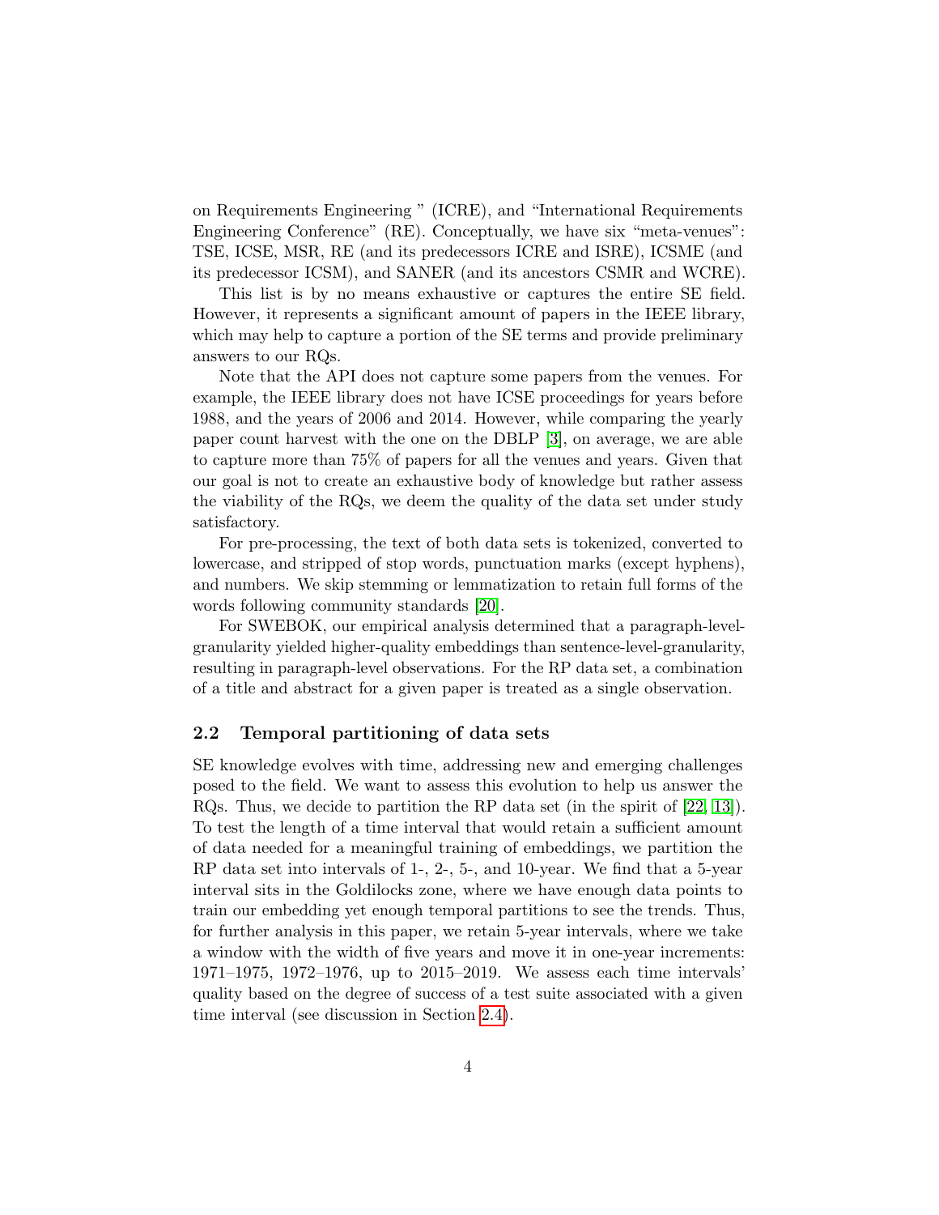on Requirements Engineering " (ICRE), and "International Requirements Engineering Conference" (RE). Conceptually, we have six "meta-venues": TSE, ICSE, MSR, RE (and its predecessors ICRE and ISRE), ICSME (and its predecessor ICSM), and SANER (and its ancestors CSMR and WCRE).

This list is by no means exhaustive or captures the entire SE field. However, it represents a significant amount of papers in the IEEE library, which may help to capture a portion of the SE terms and provide preliminary answers to our RQs.

Note that the API does not capture some papers from the venues. For example, the IEEE library does not have ICSE proceedings for years before 1988, and the years of 2006 and 2014. However, while comparing the yearly paper count harvest with the one on the DBLP [3], on average, we are able to capture more than 75% of papers for all the venues and years. Given that our goal is not to create an exhaustive body of knowledge but rather assess the viability of the RQs, we deem the quality of the data set under study satisfactory.

For pre-processing, the text of both data sets is tokenized, converted to lowercase, and stripped of stop words, punctuation marks (except hyphens), and numbers. We skip stemming or lemmatization to retain full forms of the words following community standards [20].

For SWEBOK, our empirical analysis determined that a paragraph-level-granularity yielded higher-quality embeddings than sentence-level-granularity, resulting in paragraph-level observations. For the RP data set, a combination of a title and abstract for a given paper is treated as a single observation.

### 2.2 Temporal partitioning of data sets

SE knowledge evolves with time, addressing new and emerging challenges posed to the field. We want to assess this evolution to help us answer the RQs. Thus, we decide to partition the RP data set (in the spirit of [22, 13]). To test the length of a time interval that would retain a sufficient amount of data needed for a meaningful training of embeddings, we partition the RP data set into intervals of 1-, 2-, 5-, and 10-year. We find that a 5-year interval sits in the Goldilocks zone, where we have enough data points to train our embedding yet enough temporal partitions to see the trends. Thus, for further analysis in this paper, we retain 5-year intervals, where we take a window with the width of five years and move it in one-year increments: 1971–1975, 1972–1976, up to 2015–2019. We assess each time intervals' quality based on the degree of success of a test suite associated with a given time interval (see discussion in Section 2.4).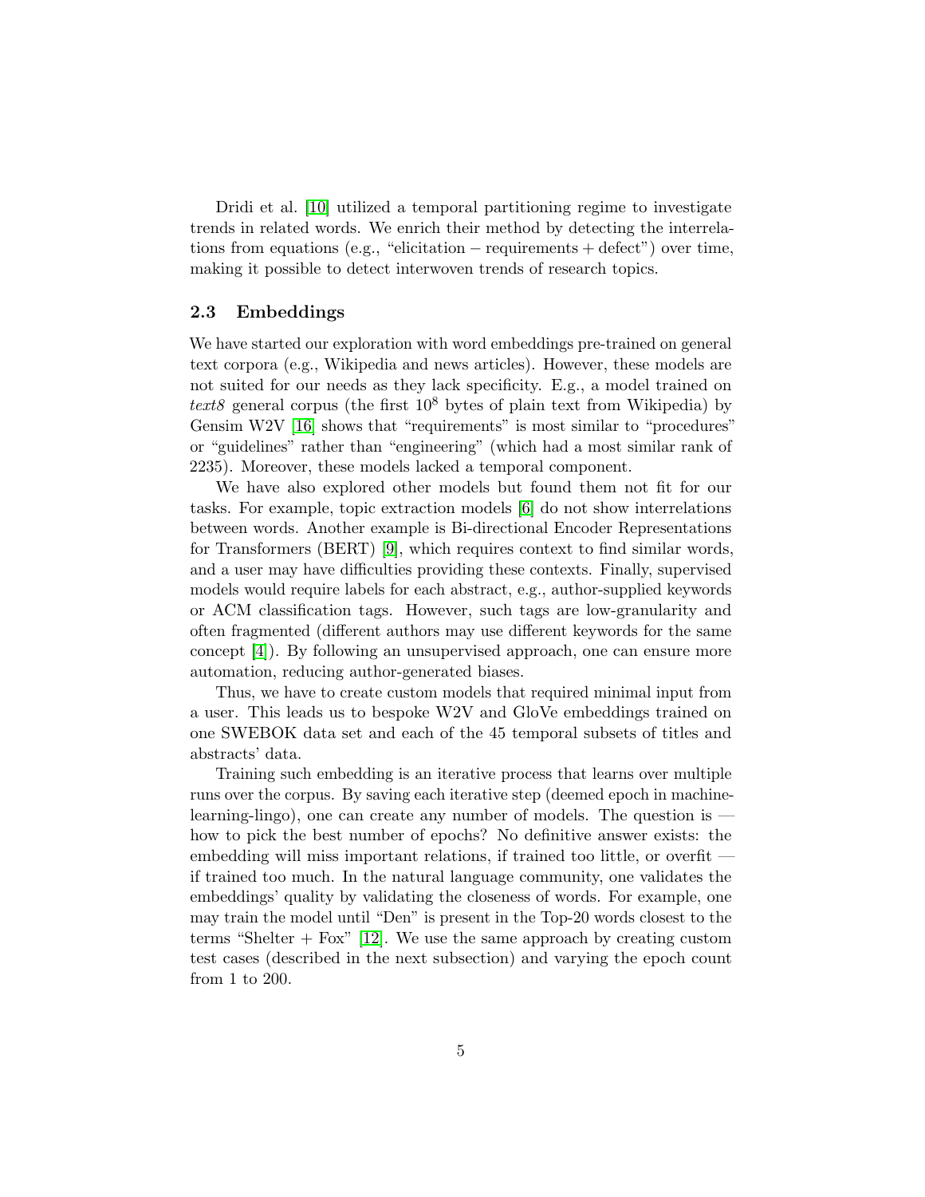Dridi et al. [10] utilized a temporal partitioning regime to investigate trends in related words. We enrich their method by detecting the interrelations from equations (e.g., "elicitation − requirements + defect") over time, making it possible to detect interwoven trends of research topics.

### 2.3 Embeddings

We have started our exploration with word embeddings pre-trained on general text corpora (e.g., Wikipedia and news articles). However, these models are not suited for our needs as they lack specificity. E.g., a model trained on *text8* general corpus (the first $10^8$ bytes of plain text from Wikipedia) by Gensim W2V [16] shows that "requirements" is most similar to "procedures" or "guidelines" rather than "engineering" (which had a most similar rank of 2235). Moreover, these models lacked a temporal component.

We have also explored other models but found them not fit for our tasks. For example, topic extraction models [6] do not show interrelations between words. Another example is Bi-directional Encoder Representations for Transformers (BERT) [9], which requires context to find similar words, and a user may have difficulties providing these contexts. Finally, supervised models would require labels for each abstract, e.g., author-supplied keywords or ACM classification tags. However, such tags are low-granularity and often fragmented (different authors may use different keywords for the same concept [4]). By following an unsupervised approach, one can ensure more automation, reducing author-generated biases.

Thus, we have to create custom models that required minimal input from a user. This leads us to bespoke W2V and GloVe embeddings trained on one SWEBOK data set and each of the 45 temporal subsets of titles and abstracts' data.

Training such embedding is an iterative process that learns over multiple runs over the corpus. By saving each iterative step (deemed epoch in machine-learning-lingo), one can create any number of models. The question is — how to pick the best number of epochs? No definitive answer exists: the embedding will miss important relations, if trained too little, or overfit — if trained too much. In the natural language community, one validates the embeddings' quality by validating the closeness of words. For example, one may train the model until "Den" is present in the Top-20 words closest to the terms "Shelter + Fox" [12]. We use the same approach by creating custom test cases (described in the next subsection) and varying the epoch count from 1 to 200.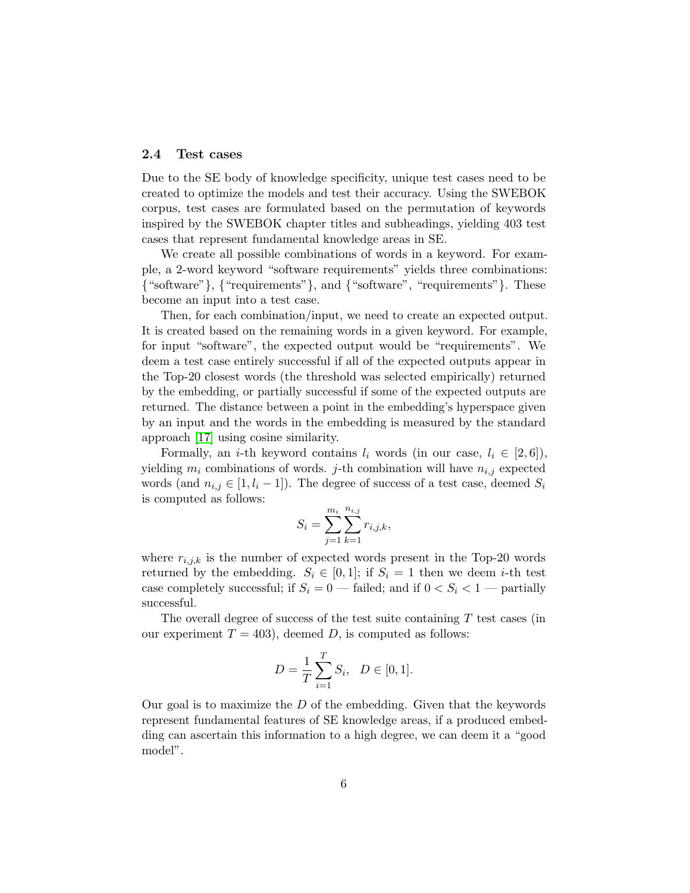### 2.4 Test cases

Due to the SE body of knowledge specificity, unique test cases need to be created to optimize the models and test their accuracy. Using the SWEBOK corpus, test cases are formulated based on the permutation of keywords inspired by the SWEBOK chapter titles and subheadings, yielding 403 test cases that represent fundamental knowledge areas in SE.

We create all possible combinations of words in a keyword. For example, a 2-word keyword "software requirements" yields three combinations: {"software"}, {"requirements"}, and {"software", "requirements"}. These become an input into a test case.

Then, for each combination/input, we need to create an expected output. It is created based on the remaining words in a given keyword. For example, for input "software", the expected output would be "requirements". We deem a test case entirely successful if all of the expected outputs appear in the Top-20 closest words (the threshold was selected empirically) returned by the embedding, or partially successful if some of the expected outputs are returned. The distance between a point in the embedding's hyperspace given by an input and the words in the embedding is measured by the standard approach [17] using cosine similarity.

Formally, an $i$-th keyword contains $l_i$ words (in our case, $l_i \in [2, 6]$), yielding $m_i$ combinations of words. $j$-th combination will have $n_{i,j}$ expected words (and $n_{i,j} \in [1, l_i - 1]$). The degree of success of a test case, deemed $S_i$ is computed as follows:

$$S_i = \sum_{j=1}^{m_i} \sum_{k=1}^{n_{i,j}} r_{i,j,k},$$

where $r_{i,j,k}$ is the number of expected words present in the Top-20 words returned by the embedding. $S_i \in [0, 1]$; if $S_i = 1$ then we deem $i$-th test case completely successful; if $S_i = 0$ — failed; and if $0 < S_i < 1$ — partially successful.

The overall degree of success of the test suite containing $T$ test cases (in our experiment $T = 403$), deemed $D$, is computed as follows:

$$D = \frac{1}{T} \sum_{i=1}^{T} S_i, \quad D \in [0, 1].$$

Our goal is to maximize the $D$ of the embedding. Given that the keywords represent fundamental features of SE knowledge areas, if a produced embedding can ascertain this information to a high degree, we can deem it a "good model".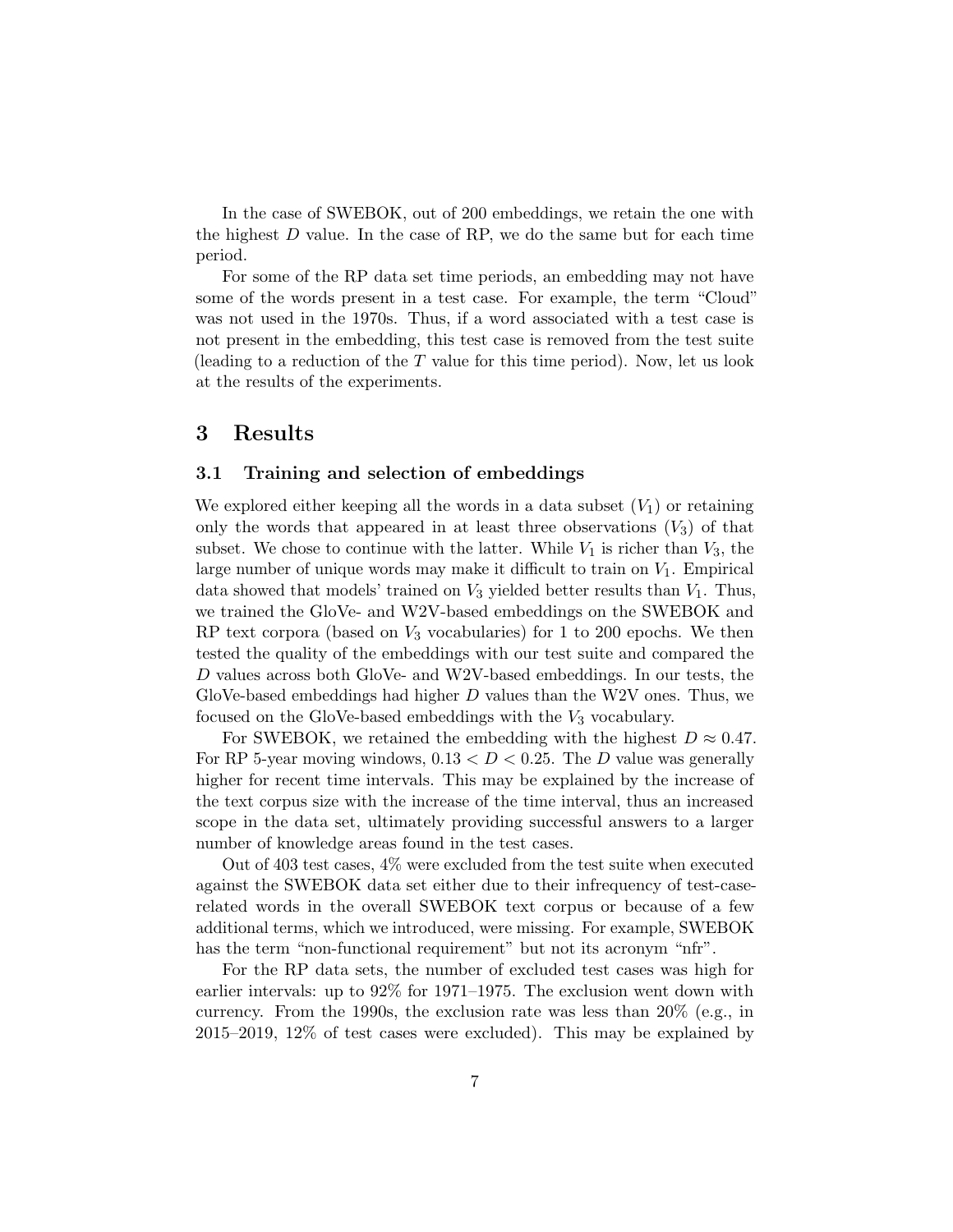In the case of SWEBOK, out of 200 embeddings, we retain the one with the highest $D$ value. In the case of RP, we do the same but for each time period.

For some of the RP data set time periods, an embedding may not have some of the words present in a test case. For example, the term "Cloud" was not used in the 1970s. Thus, if a word associated with a test case is not present in the embedding, this test case is removed from the test suite (leading to a reduction of the $T$ value for this time period). Now, let us look at the results of the experiments.

## 3 Results

### 3.1 Training and selection of embeddings

We explored either keeping all the words in a data subset ($V_1$) or retaining only the words that appeared in at least three observations ($V_3$) of that subset. We chose to continue with the latter. While $V_1$ is richer than $V_3$, the large number of unique words may make it difficult to train on $V_1$. Empirical data showed that models' trained on $V_3$ yielded better results than $V_1$. Thus, we trained the GloVe- and W2V-based embeddings on the SWEBOK and RP text corpora (based on $V_3$ vocabularies) for 1 to 200 epochs. We then tested the quality of the embeddings with our test suite and compared the $D$ values across both GloVe- and W2V-based embeddings. In our tests, the GloVe-based embeddings had higher $D$ values than the W2V ones. Thus, we focused on the GloVe-based embeddings with the $V_3$ vocabulary.

For SWEBOK, we retained the embedding with the highest $D \approx 0.47$. For RP 5-year moving windows, $0.13 < D < 0.25$. The $D$ value was generally higher for recent time intervals. This may be explained by the increase of the text corpus size with the increase of the time interval, thus an increased scope in the data set, ultimately providing successful answers to a larger number of knowledge areas found in the test cases.

Out of 403 test cases, 4% were excluded from the test suite when executed against the SWEBOK data set either due to their infrequency of test-case-related words in the overall SWEBOK text corpus or because of a few additional terms, which we introduced, were missing. For example, SWEBOK has the term "non-functional requirement" but not its acronym "nfr".

For the RP data sets, the number of excluded test cases was high for earlier intervals: up to 92% for 1971–1975. The exclusion went down with currency. From the 1990s, the exclusion rate was less than 20% (e.g., in 2015–2019, 12% of test cases were excluded). This may be explained by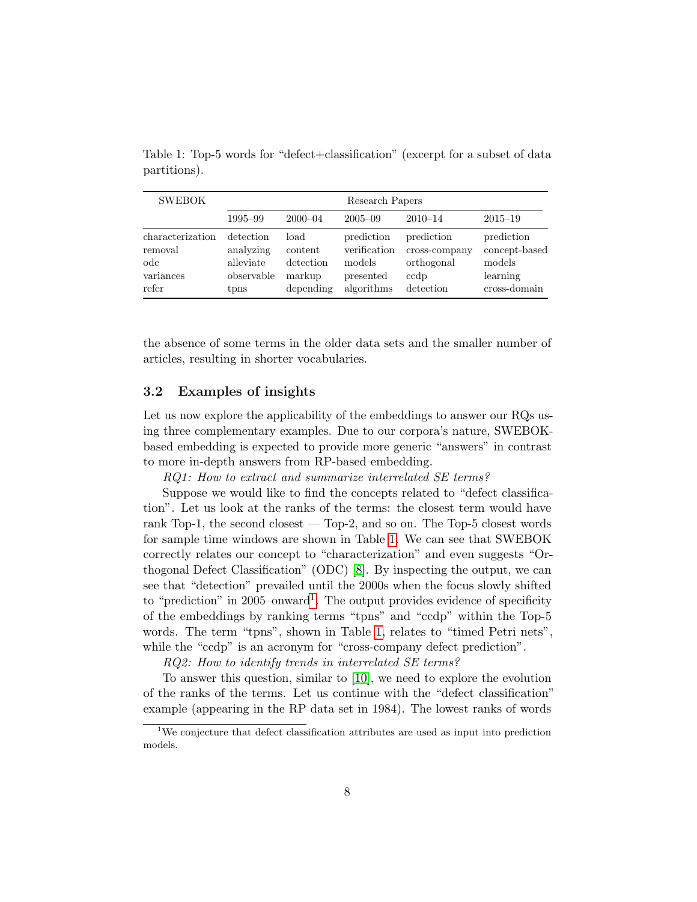Table 1: Top-5 words for "defect+classification" (excerpt for a subset of data partitions).

| SWEBOK | Research Papers | | | | |
|---|---|---|---|---|---|
| | 1995–99 | 2000–04 | 2005–09 | 2010–14 | 2015–19 |
| characterization | detection | load | prediction | prediction | prediction |
| removal | analyzing | content | verification | cross-company | concept-based |
| odc | alleviate | detection | models | orthogonal | models |
| variances | observable | markup | presented | ccdp | learning |
| refer | tpns | depending | algorithms | detection | cross-domain |

the absence of some terms in the older data sets and the smaller number of articles, resulting in shorter vocabularies.

### 3.2 Examples of insights

Let us now explore the applicability of the embeddings to answer our RQs using three complementary examples. Due to our corpora's nature, SWEBOK-based embedding is expected to provide more generic "answers" in contrast to more in-depth answers from RP-based embedding.

*RQ1: How to extract and summarize interrelated SE terms?*

Suppose we would like to find the concepts related to "defect classification". Let us look at the ranks of the terms: the closest term would have rank Top-1, the second closest — Top-2, and so on. The Top-5 closest words for sample time windows are shown in Table 1. We can see that SWEBOK correctly relates our concept to "characterization" and even suggests "Orthogonal Defect Classification" (ODC) [8]. By inspecting the output, we can see that "detection" prevailed until the 2000s when the focus slowly shifted to "prediction" in 2005–onward[1]. The output provides evidence of specificity of the embeddings by ranking terms "tpns" and "ccdp" within the Top-5 words. The term "tpns", shown in Table 1, relates to "timed Petri nets", while the "ccdp" is an acronym for "cross-company defect prediction".

*RQ2: How to identify trends in interrelated SE terms?*

To answer this question, similar to [10], we need to explore the evolution of the ranks of the terms. Let us continue with the "defect classification" example (appearing in the RP data set in 1984). The lowest ranks of words

[1] We conjecture that defect classification attributes are used as input into prediction models.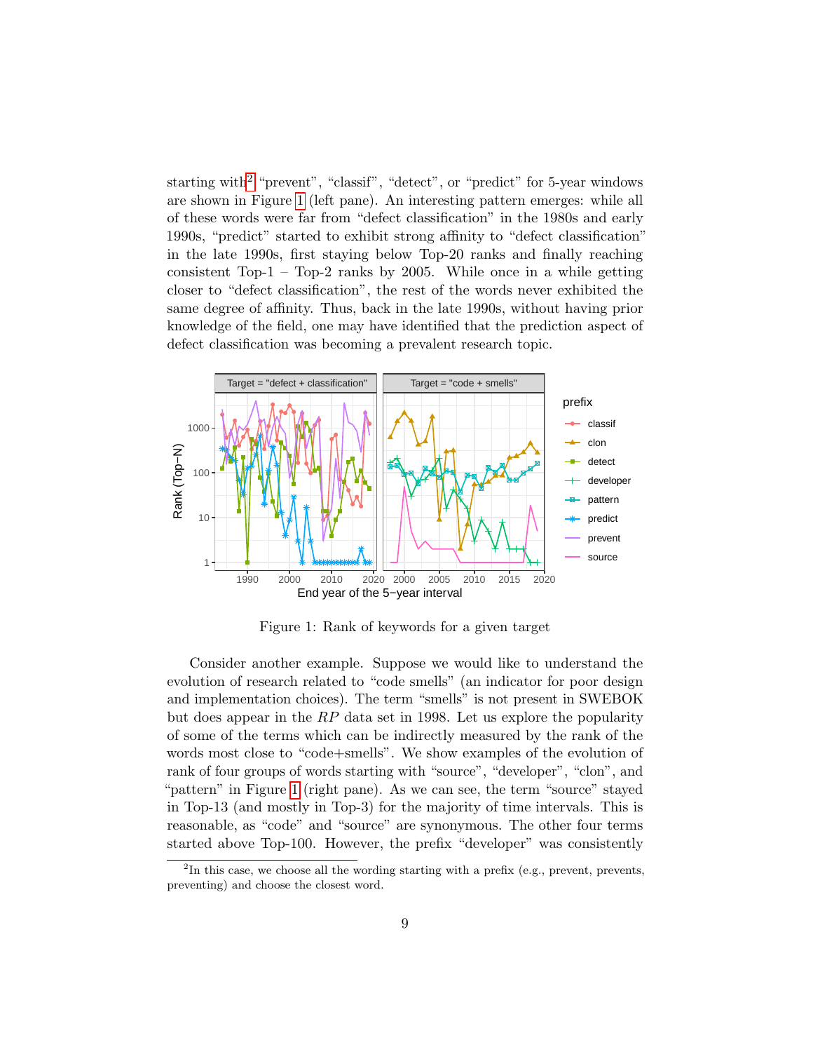starting with[2] "prevent", "classif", "detect", or "predict" for 5-year windows are shown in Figure 1 (left pane). An interesting pattern emerges: while all of these words were far from "defect classification" in the 1980s and early 1990s, "predict" started to exhibit strong affinity to "defect classification" in the late 1990s, first staying below Top-20 ranks and finally reaching consistent Top-1 – Top-2 ranks by 2005. While once in a while getting closer to "defect classification", the rest of the words never exhibited the same degree of affinity. Thus, back in the late 1990s, without having prior knowledge of the field, one may have identified that the prediction aspect of defect classification was becoming a prevalent research topic.

Figure 1: Rank of keywords for a given target

Consider another example. Suppose we would like to understand the evolution of research related to "code smells" (an indicator for poor design and implementation choices). The term "smells" is not present in SWEBOK but does appear in the *RP* data set in 1998. Let us explore the popularity of some of the terms which can be indirectly measured by the rank of the words most close to "code+smells". We show examples of the evolution of rank of four groups of words starting with "source", "developer", "clon", and "pattern" in Figure 1 (right pane). As we can see, the term "source" stayed in Top-13 (and mostly in Top-3) for the majority of time intervals. This is reasonable, as "code" and "source" are synonymous. The other four terms started above Top-100. However, the prefix "developer" was consistently

[2] In this case, we choose all the wording starting with a prefix (e.g., prevent, prevents, preventing) and choose the closest word.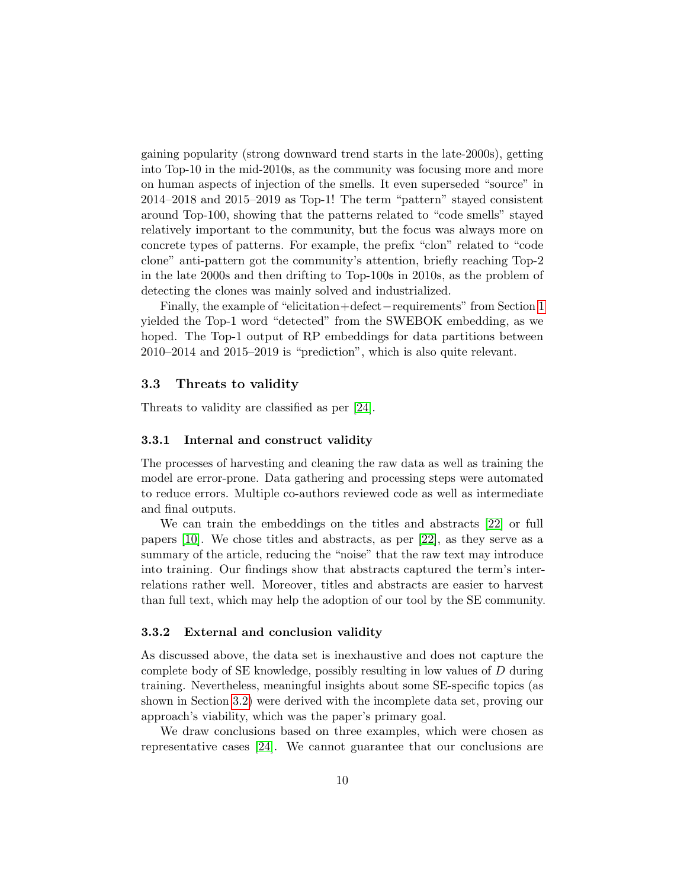gaining popularity (strong downward trend starts in the late-2000s), getting into Top-10 in the mid-2010s, as the community was focusing more and more on human aspects of injection of the smells. It even superseded "source" in 2014–2018 and 2015–2019 as Top-1! The term "pattern" stayed consistent around Top-100, showing that the patterns related to "code smells" stayed relatively important to the community, but the focus was always more on concrete types of patterns. For example, the prefix "clon" related to "code clone" anti-pattern got the community's attention, briefly reaching Top-2 in the late 2000s and then drifting to Top-100s in 2010s, as the problem of detecting the clones was mainly solved and industrialized.

Finally, the example of "elicitation+defect−requirements" from Section 1 yielded the Top-1 word "detected" from the SWEBOK embedding, as we hoped. The Top-1 output of RP embeddings for data partitions between 2010–2014 and 2015–2019 is "prediction", which is also quite relevant.

### 3.3 Threats to validity

Threats to validity are classified as per [24].

#### 3.3.1 Internal and construct validity

The processes of harvesting and cleaning the raw data as well as training the model are error-prone. Data gathering and processing steps were automated to reduce errors. Multiple co-authors reviewed code as well as intermediate and final outputs.

We can train the embeddings on the titles and abstracts [22] or full papers [10]. We chose titles and abstracts, as per [22], as they serve as a summary of the article, reducing the "noise" that the raw text may introduce into training. Our findings show that abstracts captured the term's interrelations rather well. Moreover, titles and abstracts are easier to harvest than full text, which may help the adoption of our tool by the SE community.

#### 3.3.2 External and conclusion validity

As discussed above, the data set is inexhaustive and does not capture the complete body of SE knowledge, possibly resulting in low values of $D$ during training. Nevertheless, meaningful insights about some SE-specific topics (as shown in Section 3.2) were derived with the incomplete data set, proving our approach's viability, which was the paper's primary goal.

We draw conclusions based on three examples, which were chosen as representative cases [24]. We cannot guarantee that our conclusions are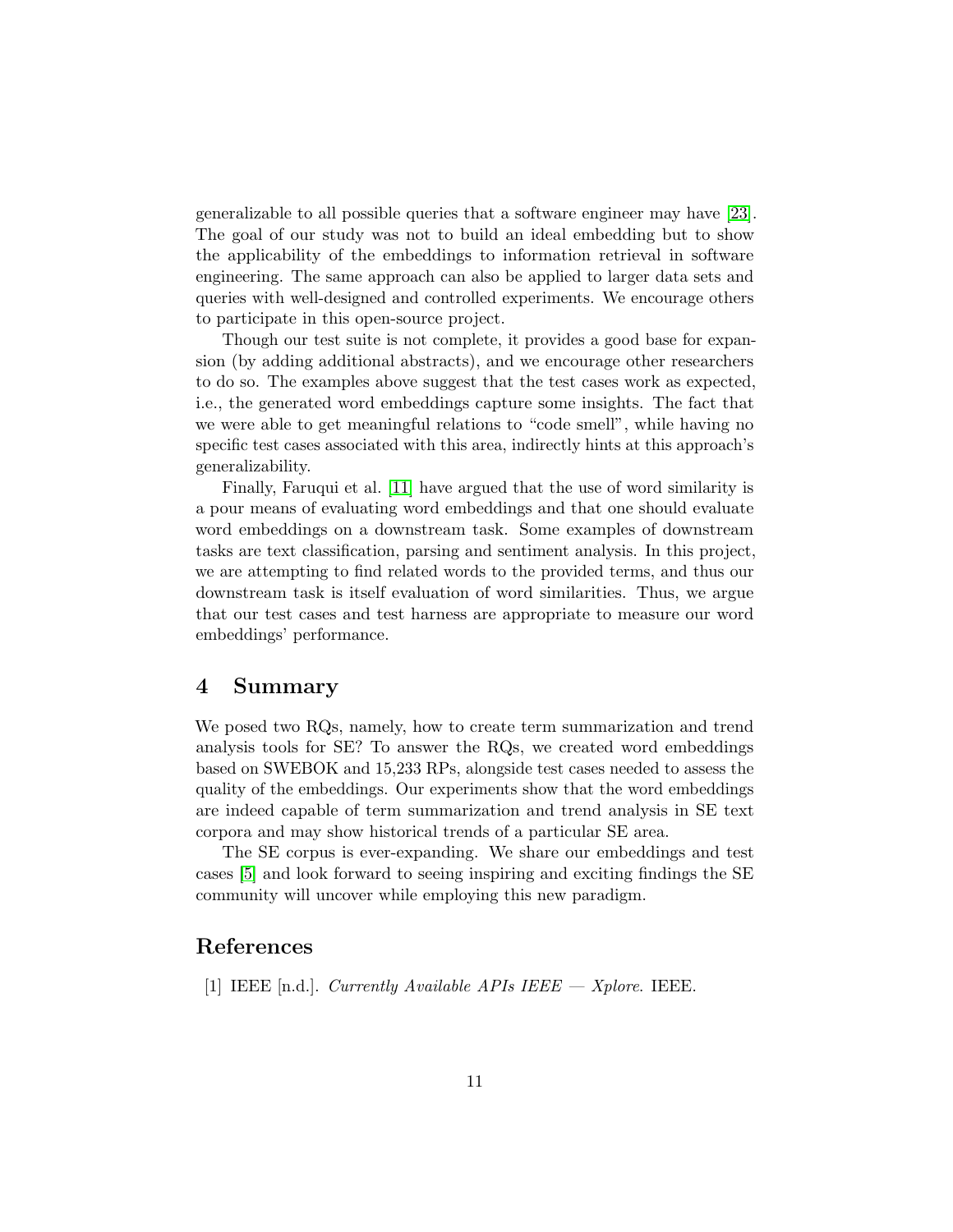generalizable to all possible queries that a software engineer may have [23]. The goal of our study was not to build an ideal embedding but to show the applicability of the embeddings to information retrieval in software engineering. The same approach can also be applied to larger data sets and queries with well-designed and controlled experiments. We encourage others to participate in this open-source project.

Though our test suite is not complete, it provides a good base for expansion (by adding additional abstracts), and we encourage other researchers to do so. The examples above suggest that the test cases work as expected, i.e., the generated word embeddings capture some insights. The fact that we were able to get meaningful relations to "code smell", while having no specific test cases associated with this area, indirectly hints at this approach's generalizability.

Finally, Faruqui et al. [11] have argued that the use of word similarity is a pour means of evaluating word embeddings and that one should evaluate word embeddings on a downstream task. Some examples of downstream tasks are text classification, parsing and sentiment analysis. In this project, we are attempting to find related words to the provided terms, and thus our downstream task is itself evaluation of word similarities. Thus, we argue that our test cases and test harness are appropriate to measure our word embeddings' performance.

## 4 Summary

We posed two RQs, namely, how to create term summarization and trend analysis tools for SE? To answer the RQs, we created word embeddings based on SWEBOK and 15,233 RPs, alongside test cases needed to assess the quality of the embeddings. Our experiments show that the word embeddings are indeed capable of term summarization and trend analysis in SE text corpora and may show historical trends of a particular SE area.

The SE corpus is ever-expanding. We share our embeddings and test cases [5] and look forward to seeing inspiring and exciting findings the SE community will uncover while employing this new paradigm.

## References

[1] IEEE [n.d.]. *Currently Available APIs IEEE — Xplore*. IEEE.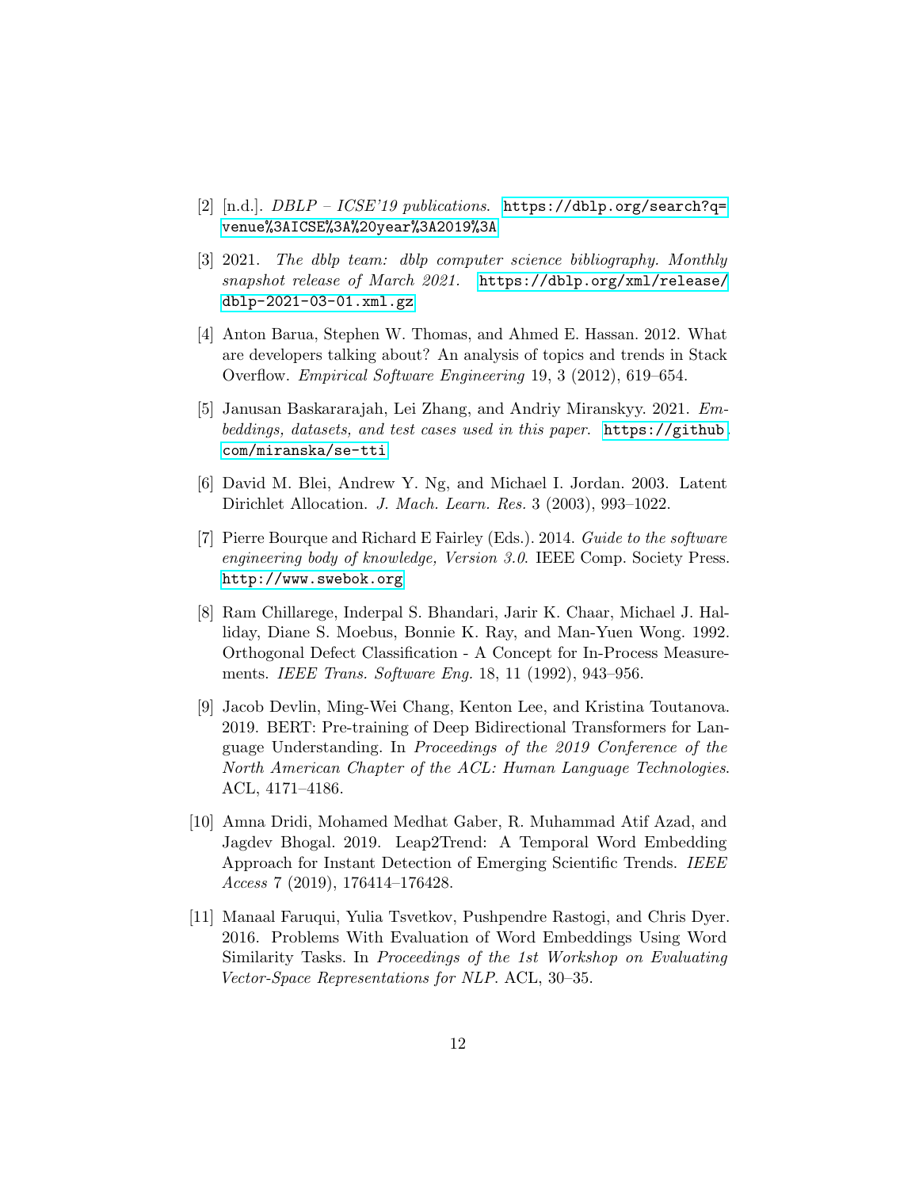[2] [n.d.]. *DBLP – ICSE'19 publications.* https://dblp.org/search?q=venue%3AICSE%3A%20year%3A2019%3A

[3] 2021. *The dblp team: dblp computer science bibliography. Monthly snapshot release of March 2021.* https://dblp.org/xml/release/dblp-2021-03-01.xml.gz

[4] Anton Barua, Stephen W. Thomas, and Ahmed E. Hassan. 2012. What are developers talking about? An analysis of topics and trends in Stack Overflow. *Empirical Software Engineering* 19, 3 (2012), 619–654.

[5] Janusan Baskararajah, Lei Zhang, and Andriy Miranskyy. 2021. *Embeddings, datasets, and test cases used in this paper.* https://github.com/miranska/se-tti

[6] David M. Blei, Andrew Y. Ng, and Michael I. Jordan. 2003. Latent Dirichlet Allocation. *J. Mach. Learn. Res.* 3 (2003), 993–1022.

[7] Pierre Bourque and Richard E Fairley (Eds.). 2014. *Guide to the software engineering body of knowledge, Version 3.0.* IEEE Comp. Society Press. http://www.swebok.org

[8] Ram Chillarege, Inderpal S. Bhandari, Jarir K. Chaar, Michael J. Halliday, Diane S. Moebus, Bonnie K. Ray, and Man-Yuen Wong. 1992. Orthogonal Defect Classification - A Concept for In-Process Measurements. *IEEE Trans. Software Eng.* 18, 11 (1992), 943–956.

[9] Jacob Devlin, Ming-Wei Chang, Kenton Lee, and Kristina Toutanova. 2019. BERT: Pre-training of Deep Bidirectional Transformers for Language Understanding. In *Proceedings of the 2019 Conference of the North American Chapter of the ACL: Human Language Technologies.* ACL, 4171–4186.

[10] Amna Dridi, Mohamed Medhat Gaber, R. Muhammad Atif Azad, and Jagdev Bhogal. 2019. Leap2Trend: A Temporal Word Embedding Approach for Instant Detection of Emerging Scientific Trends. *IEEE Access* 7 (2019), 176414–176428.

[11] Manaal Faruqui, Yulia Tsvetkov, Pushpendre Rastogi, and Chris Dyer. 2016. Problems With Evaluation of Word Embeddings Using Word Similarity Tasks. In *Proceedings of the 1st Workshop on Evaluating Vector-Space Representations for NLP.* ACL, 30–35.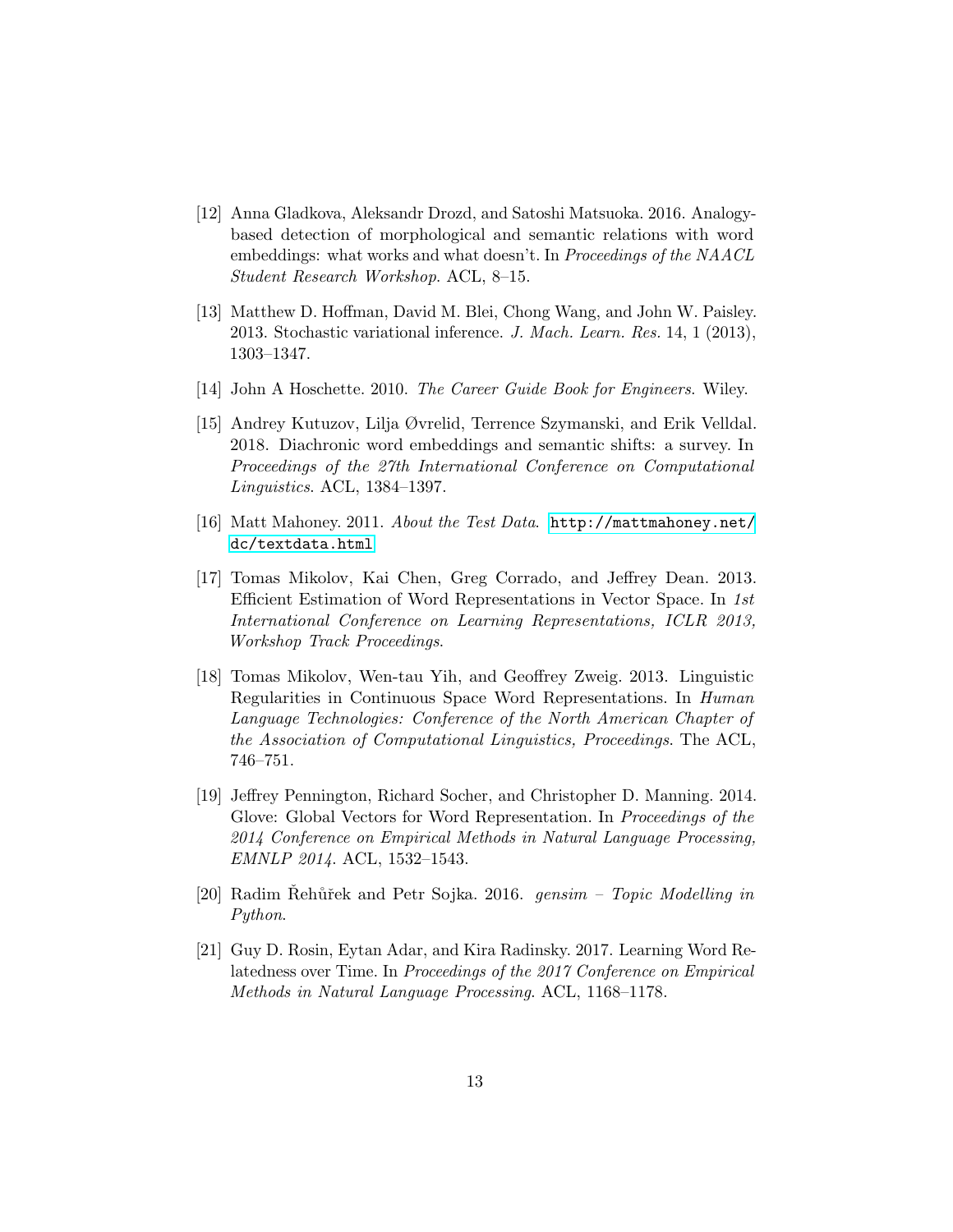[12] Anna Gladkova, Aleksandr Drozd, and Satoshi Matsuoka. 2016. Analogy-based detection of morphological and semantic relations with word embeddings: what works and what doesn't. In *Proceedings of the NAACL Student Research Workshop*. ACL, 8–15.

[13] Matthew D. Hoffman, David M. Blei, Chong Wang, and John W. Paisley. 2013. Stochastic variational inference. *J. Mach. Learn. Res.* 14, 1 (2013), 1303–1347.

[14] John A Hoschette. 2010. *The Career Guide Book for Engineers*. Wiley.

[15] Andrey Kutuzov, Lilja Øvrelid, Terrence Szymanski, and Erik Velldal. 2018. Diachronic word embeddings and semantic shifts: a survey. In *Proceedings of the 27th International Conference on Computational Linguistics*. ACL, 1384–1397.

[16] Matt Mahoney. 2011. *About the Test Data*. http://mattmahoney.net/dc/textdata.html

[17] Tomas Mikolov, Kai Chen, Greg Corrado, and Jeffrey Dean. 2013. Efficient Estimation of Word Representations in Vector Space. In *1st International Conference on Learning Representations, ICLR 2013, Workshop Track Proceedings*.

[18] Tomas Mikolov, Wen-tau Yih, and Geoffrey Zweig. 2013. Linguistic Regularities in Continuous Space Word Representations. In *Human Language Technologies: Conference of the North American Chapter of the Association of Computational Linguistics, Proceedings*. The ACL, 746–751.

[19] Jeffrey Pennington, Richard Socher, and Christopher D. Manning. 2014. Glove: Global Vectors for Word Representation. In *Proceedings of the 2014 Conference on Empirical Methods in Natural Language Processing, EMNLP 2014*. ACL, 1532–1543.

[20] Radim Řehůřek and Petr Sojka. 2016. *gensim – Topic Modelling in Python*.

[21] Guy D. Rosin, Eytan Adar, and Kira Radinsky. 2017. Learning Word Relatedness over Time. In *Proceedings of the 2017 Conference on Empirical Methods in Natural Language Processing*. ACL, 1168–1178.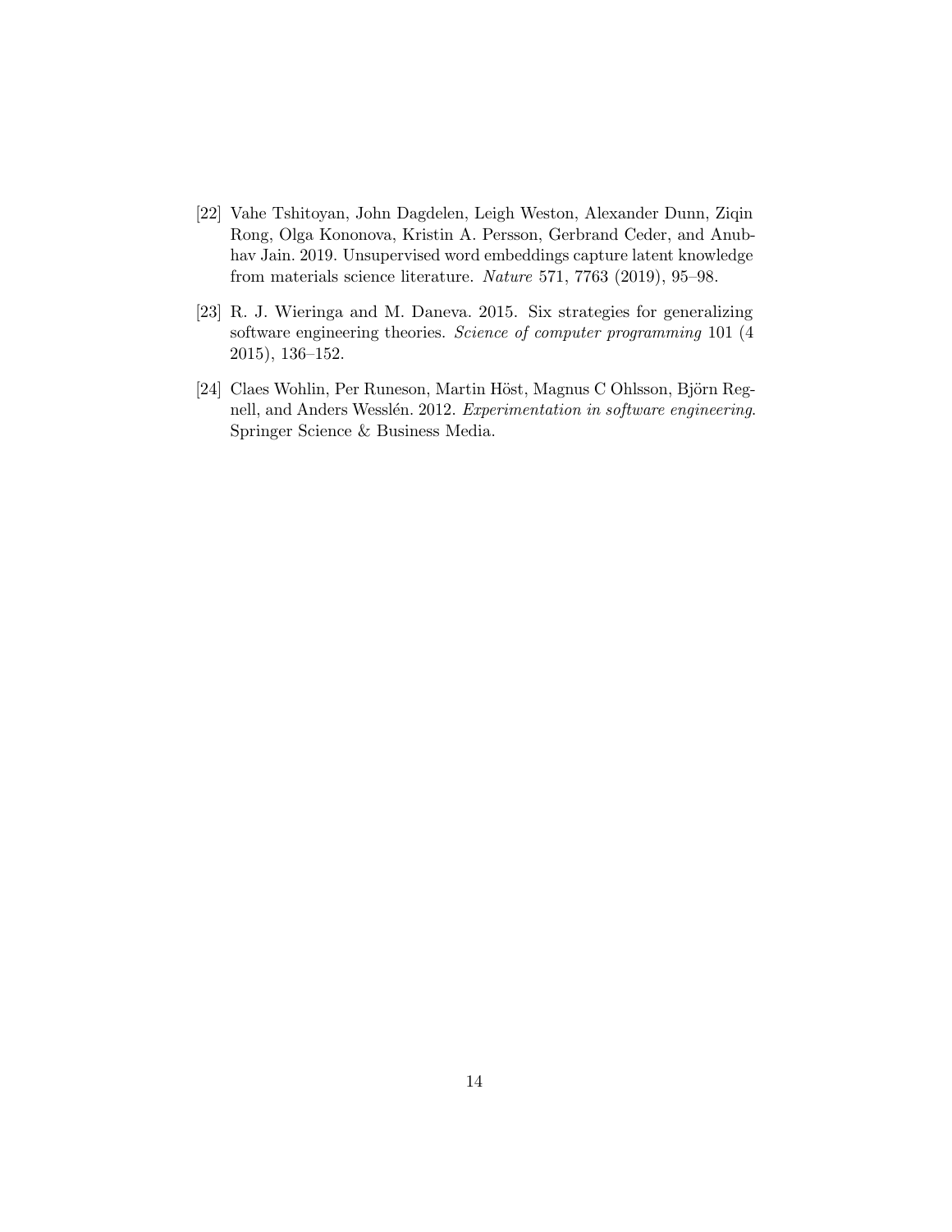[22] Vahe Tshitoyan, John Dagdelen, Leigh Weston, Alexander Dunn, Ziqin Rong, Olga Kononova, Kristin A. Persson, Gerbrand Ceder, and Anubhav Jain. 2019. Unsupervised word embeddings capture latent knowledge from materials science literature. *Nature* 571, 7763 (2019), 95–98.

[23] R. J. Wieringa and M. Daneva. 2015. Six strategies for generalizing software engineering theories. *Science of computer programming* 101 (4 2015), 136–152.

[24] Claes Wohlin, Per Runeson, Martin Höst, Magnus C Ohlsson, Björn Regnell, and Anders Wesslén. 2012. *Experimentation in software engineering*. Springer Science & Business Media.